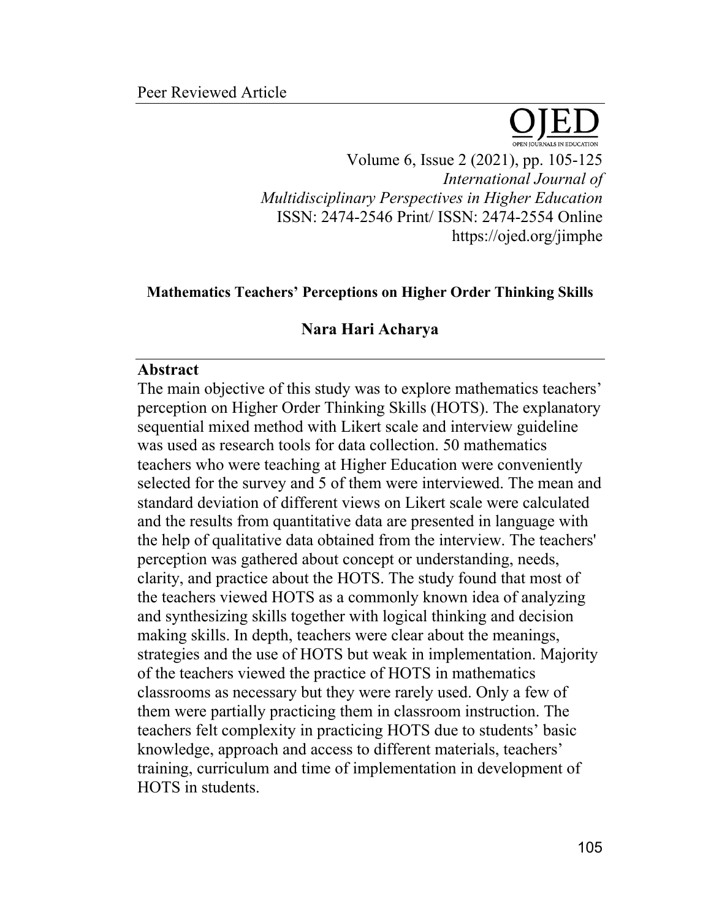Peer Reviewed Article

# Mathematics Teachers' Perceptions on Higher Order Thinking Skills

**Nara Hari Acharya**

## Abstract

The main objective of this study was to explore mathematics teachers' perception on Higher Order Thinking Skills (HOTS). The explanatory sequential mixed method with Likert scale and interview guideline was used as research tools for data collection. 50 mathematics teachers who were teaching at Higher Education were conveniently selected for the survey and 5 of them were interviewed. The mean and standard deviation of different views on Likert scale were calculated and the results from quantitative data are presented in language with the help of qualitative data obtained from the interview. The teachers' perception was gathered about concept or understanding, needs, clarity, and practice about the HOTS. The study found that most of the teachers viewed HOTS as a commonly known idea of analyzing and synthesizing skills together with logical thinking and decision making skills. In depth, teachers were clear about the meanings, strategies and the use of HOTS but weak in implementation. Majority of the teachers viewed the practice of HOTS in mathematics classrooms as necessary but they were rarely used. Only a few of them were partially practicing them in classroom instruction. The teachers felt complexity in practicing HOTS due to students' basic knowledge, approach and access to different materials, teachers' training, curriculum and time of implementation in development of HOTS in students.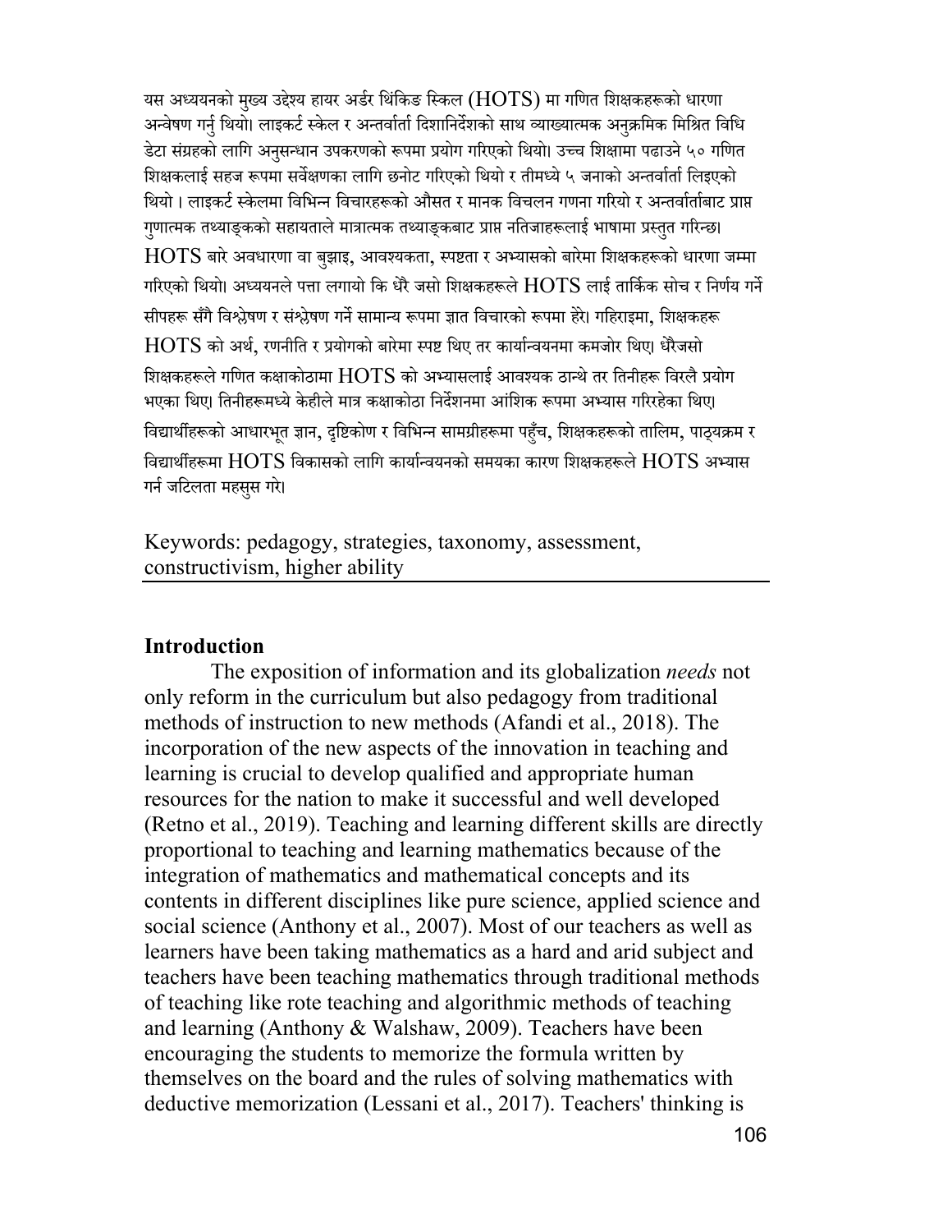यस अध्ययनको मुख्य उद्देश्य हायर अर्डर थिंकिङ स्किल (HOTS) मा गणित शिक्षकहरूको धारणा अन्वेषण गर्नु थियो। लाइकर्ट स्केल र अन्तर्वार्ता दिशानिर्देशको साथ व्याख्यात्मक अनुक्रमिक मिश्रित विधि डेटा संग्रहको लागि अनुसन्धान उपकरणको रूपमा प्रयोग गरिएको थियो। उच्च शिक्षामा पढाउने ५० गणित शिक्षकलाई सहज रूपमा सर्वेक्षणका लागि छनोट गरिएको थियो र तीमध्ये ५ जनाको अन्तर्वार्ता लिइएको थियो । लाइकर्ट स्केलमा विभिन्न विचारहरूको औसत र मानक विचलन गणना गरियो र अन्तर्वार्ताबाट प्राप्त गुणात्मक तथ्याङ्कको सहायताले मात्रात्मक तथ्याङ्कबाट प्राप्त नतिजाहरूलाई भाषामा प्रस्तुत गरिन्छ। HOTS बारे अवधारणा वा बुझाइ, आवश्यकता, स्पष्टता र अभ्यासको बारेमा शिक्षकहरूको धारणा जम्मा गरिएको थियो। अध्ययनले पत्ता लगायो कि धेरै जसो शिक्षकहरूले HOTS लाई तार्किक सोच र निर्णय गर्ने सीपहरू सँगै विश्लेषण र संश्लेषण गर्ने सामान्य रूपमा ज्ञात विचारको रूपमा हेरे। गहिराइमा, शिक्षकहरू HOTS को अर्थ, रणनीति र प्रयोगको बारेमा स्पष्ट थिए तर कार्यान्वयनमा कमजोर थिए। धेरैजसो शिक्षकहरूले गणित कक्षाकोठामा HOTS को अभ्यासलाई आवश्यक ठान्थे तर तिनीहरू विरलै प्रयोग भएका थिए। तिनीहरूमध्ये केहीले मात्र कक्षाकोठा निर्देशनमा आंशिक रूपमा अभ्यास गरिरहेका थिए। विद्यार्थीहरूको आधारभूत ज्ञान, दृष्टिकोण र विभिन्न सामग्रीहरूमा पहुँच, शिक्षकहरूको तालिम, पाठ्यक्रम र विद्यार्थीहरूमा HOTS विकासको लागि कार्यान्वयनको समयका कारण शिक्षकहरूले HOTS अभ्यास गर्न जटिलता महसुस गरे।

Keywords: pedagogy, strategies, taxonomy, assessment, constructivism, higher ability

## Introduction

The exposition of information and its globalization *needs* not only reform in the curriculum but also pedagogy from traditional methods of instruction to new methods (Afandi et al., 2018). The incorporation of the new aspects of the innovation in teaching and learning is crucial to develop qualified and appropriate human resources for the nation to make it successful and well developed (Retno et al., 2019). Teaching and learning different skills are directly proportional to teaching and learning mathematics because of the integration of mathematics and mathematical concepts and its contents in different disciplines like pure science, applied science and social science (Anthony et al., 2007). Most of our teachers as well as learners have been taking mathematics as a hard and arid subject and teachers have been teaching mathematics through traditional methods of teaching like rote teaching and algorithmic methods of teaching and learning (Anthony & Walshaw, 2009). Teachers have been encouraging the students to memorize the formula written by themselves on the board and the rules of solving mathematics with deductive memorization (Lessani et al., 2017). Teachers' thinking is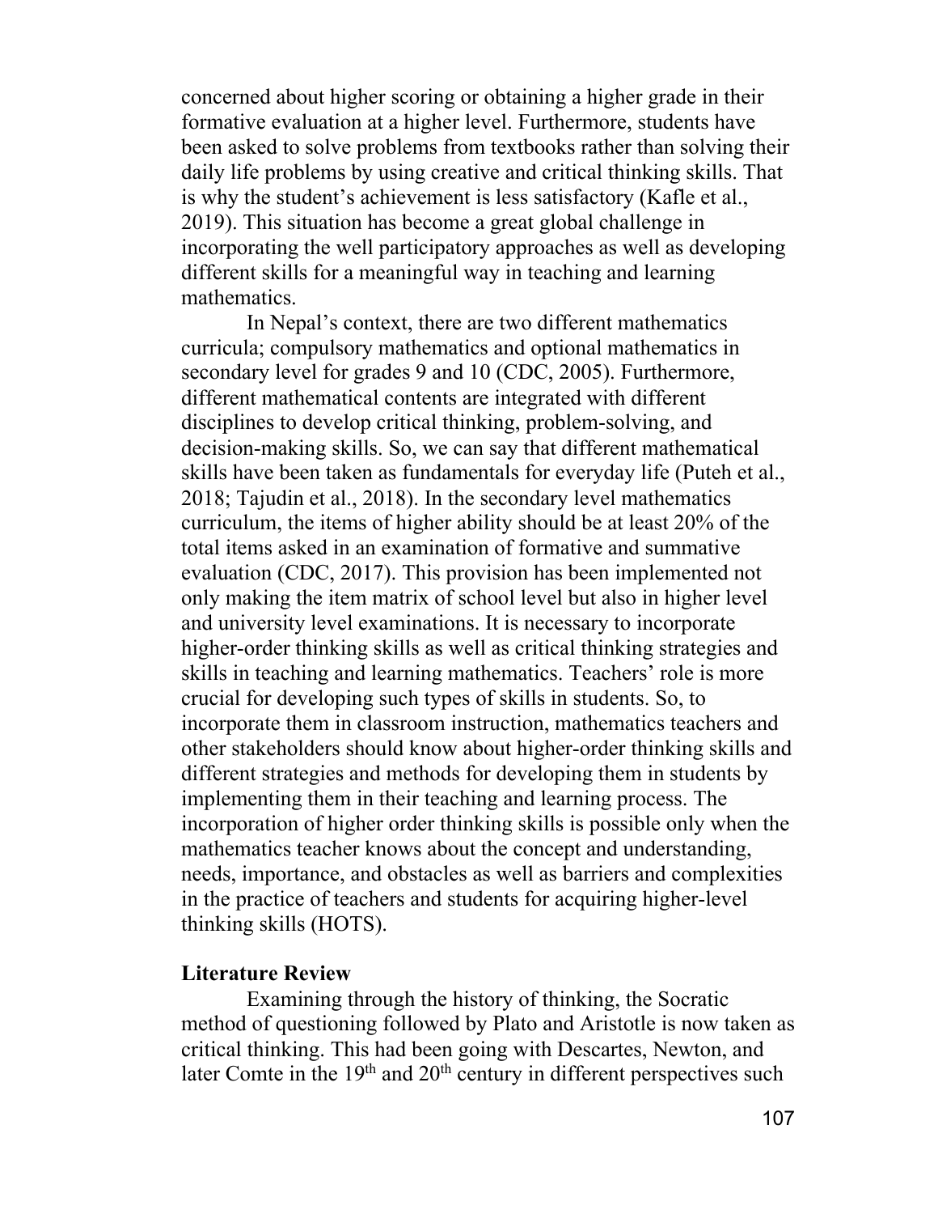concerned about higher scoring or obtaining a higher grade in their formative evaluation at a higher level. Furthermore, students have been asked to solve problems from textbooks rather than solving their daily life problems by using creative and critical thinking skills. That is why the student's achievement is less satisfactory (Kafle et al., 2019). This situation has become a great global challenge in incorporating the well participatory approaches as well as developing different skills for a meaningful way in teaching and learning mathematics.

In Nepal's context, there are two different mathematics curricula; compulsory mathematics and optional mathematics in secondary level for grades 9 and 10 (CDC, 2005). Furthermore, different mathematical contents are integrated with different disciplines to develop critical thinking, problem-solving, and decision-making skills. So, we can say that different mathematical skills have been taken as fundamentals for everyday life (Puteh et al., 2018; Tajudin et al., 2018). In the secondary level mathematics curriculum, the items of higher ability should be at least 20% of the total items asked in an examination of formative and summative evaluation (CDC, 2017). This provision has been implemented not only making the item matrix of school level but also in higher level and university level examinations. It is necessary to incorporate higher-order thinking skills as well as critical thinking strategies and skills in teaching and learning mathematics. Teachers' role is more crucial for developing such types of skills in students. So, to incorporate them in classroom instruction, mathematics teachers and other stakeholders should know about higher-order thinking skills and different strategies and methods for developing them in students by implementing them in their teaching and learning process. The incorporation of higher order thinking skills is possible only when the mathematics teacher knows about the concept and understanding, needs, importance, and obstacles as well as barriers and complexities in the practice of teachers and students for acquiring higher-level thinking skills (HOTS).

## Literature Review

Examining through the history of thinking, the Socratic method of questioning followed by Plato and Aristotle is now taken as critical thinking. This had been going with Descartes, Newton, and later Comte in the 19th and 20th century in different perspectives such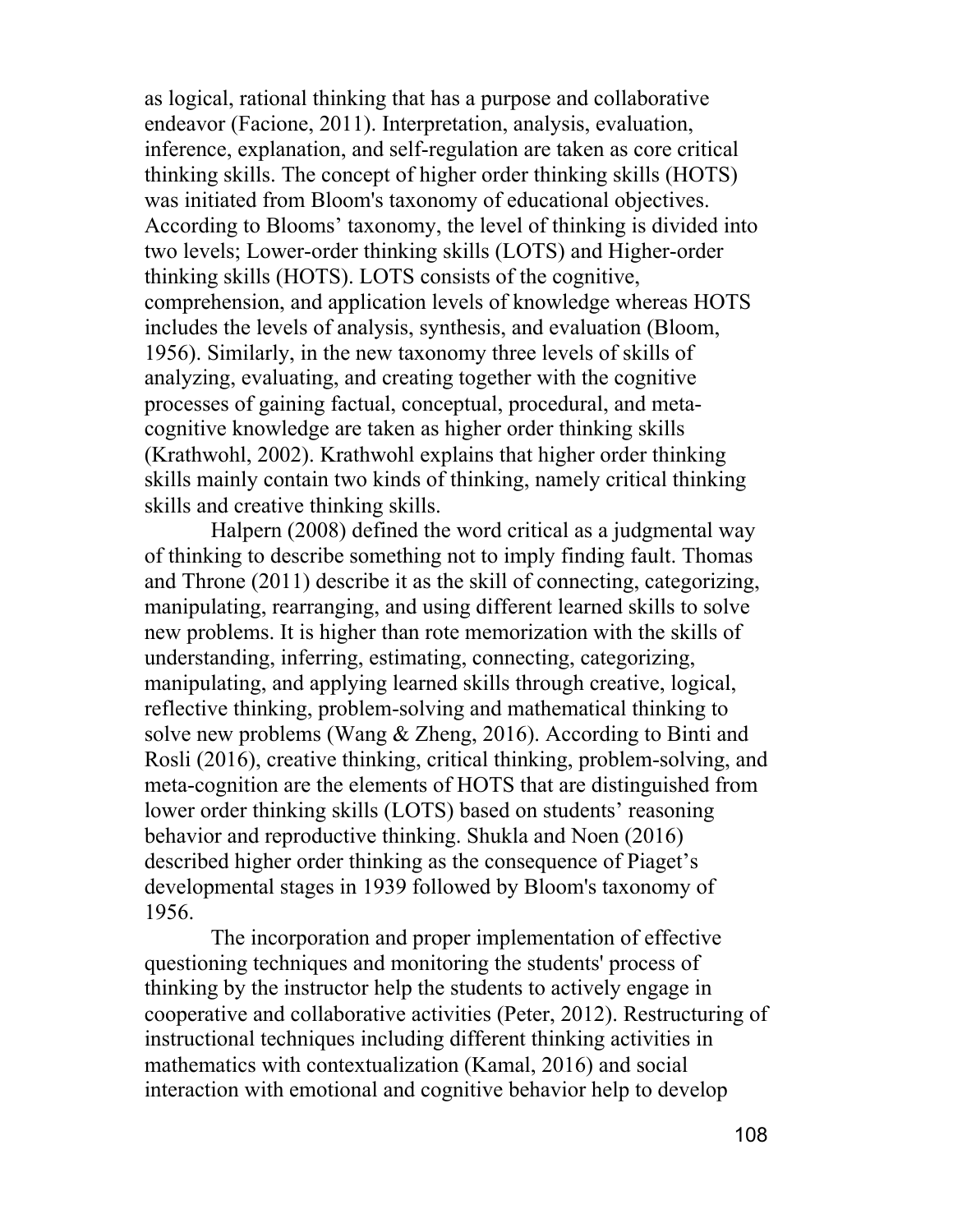as logical, rational thinking that has a purpose and collaborative endeavor (Facione, 2011). Interpretation, analysis, evaluation, inference, explanation, and self-regulation are taken as core critical thinking skills. The concept of higher order thinking skills (HOTS) was initiated from Bloom's taxonomy of educational objectives. According to Blooms' taxonomy, the level of thinking is divided into two levels; Lower-order thinking skills (LOTS) and Higher-order thinking skills (HOTS). LOTS consists of the cognitive, comprehension, and application levels of knowledge whereas HOTS includes the levels of analysis, synthesis, and evaluation (Bloom, 1956). Similarly, in the new taxonomy three levels of skills of analyzing, evaluating, and creating together with the cognitive processes of gaining factual, conceptual, procedural, and meta-cognitive knowledge are taken as higher order thinking skills (Krathwohl, 2002). Krathwohl explains that higher order thinking skills mainly contain two kinds of thinking, namely critical thinking skills and creative thinking skills.

Halpern (2008) defined the word critical as a judgmental way of thinking to describe something not to imply finding fault. Thomas and Throne (2011) describe it as the skill of connecting, categorizing, manipulating, rearranging, and using different learned skills to solve new problems. It is higher than rote memorization with the skills of understanding, inferring, estimating, connecting, categorizing, manipulating, and applying learned skills through creative, logical, reflective thinking, problem-solving and mathematical thinking to solve new problems (Wang & Zheng, 2016). According to Binti and Rosli (2016), creative thinking, critical thinking, problem-solving, and meta-cognition are the elements of HOTS that are distinguished from lower order thinking skills (LOTS) based on students' reasoning behavior and reproductive thinking. Shukla and Noen (2016) described higher order thinking as the consequence of Piaget's developmental stages in 1939 followed by Bloom's taxonomy of 1956.

The incorporation and proper implementation of effective questioning techniques and monitoring the students' process of thinking by the instructor help the students to actively engage in cooperative and collaborative activities (Peter, 2012). Restructuring of instructional techniques including different thinking activities in mathematics with contextualization (Kamal, 2016) and social interaction with emotional and cognitive behavior help to develop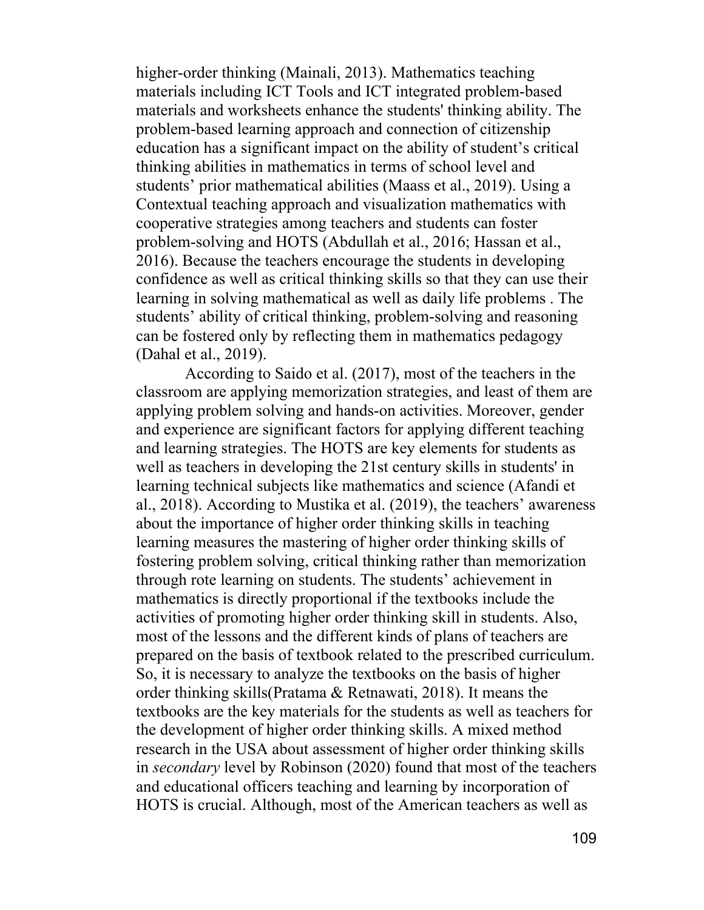higher-order thinking (Mainali, 2013). Mathematics teaching materials including ICT Tools and ICT integrated problem-based materials and worksheets enhance the students' thinking ability. The problem-based learning approach and connection of citizenship education has a significant impact on the ability of student's critical thinking abilities in mathematics in terms of school level and students' prior mathematical abilities (Maass et al., 2019). Using a Contextual teaching approach and visualization mathematics with cooperative strategies among teachers and students can foster problem-solving and HOTS (Abdullah et al., 2016; Hassan et al., 2016). Because the teachers encourage the students in developing confidence as well as critical thinking skills so that they can use their learning in solving mathematical as well as daily life problems . The students' ability of critical thinking, problem-solving and reasoning can be fostered only by reflecting them in mathematics pedagogy (Dahal et al., 2019).

According to Saido et al. (2017), most of the teachers in the classroom are applying memorization strategies, and least of them are applying problem solving and hands-on activities. Moreover, gender and experience are significant factors for applying different teaching and learning strategies. The HOTS are key elements for students as well as teachers in developing the 21st century skills in students' in learning technical subjects like mathematics and science (Afandi et al., 2018). According to Mustika et al. (2019), the teachers' awareness about the importance of higher order thinking skills in teaching learning measures the mastering of higher order thinking skills of fostering problem solving, critical thinking rather than memorization through rote learning on students. The students' achievement in mathematics is directly proportional if the textbooks include the activities of promoting higher order thinking skill in students. Also, most of the lessons and the different kinds of plans of teachers are prepared on the basis of textbook related to the prescribed curriculum. So, it is necessary to analyze the textbooks on the basis of higher order thinking skills(Pratama & Retnawati, 2018). It means the textbooks are the key materials for the students as well as teachers for the development of higher order thinking skills. A mixed method research in the USA about assessment of higher order thinking skills in *secondary* level by Robinson (2020) found that most of the teachers and educational officers teaching and learning by incorporation of HOTS is crucial. Although, most of the American teachers as well as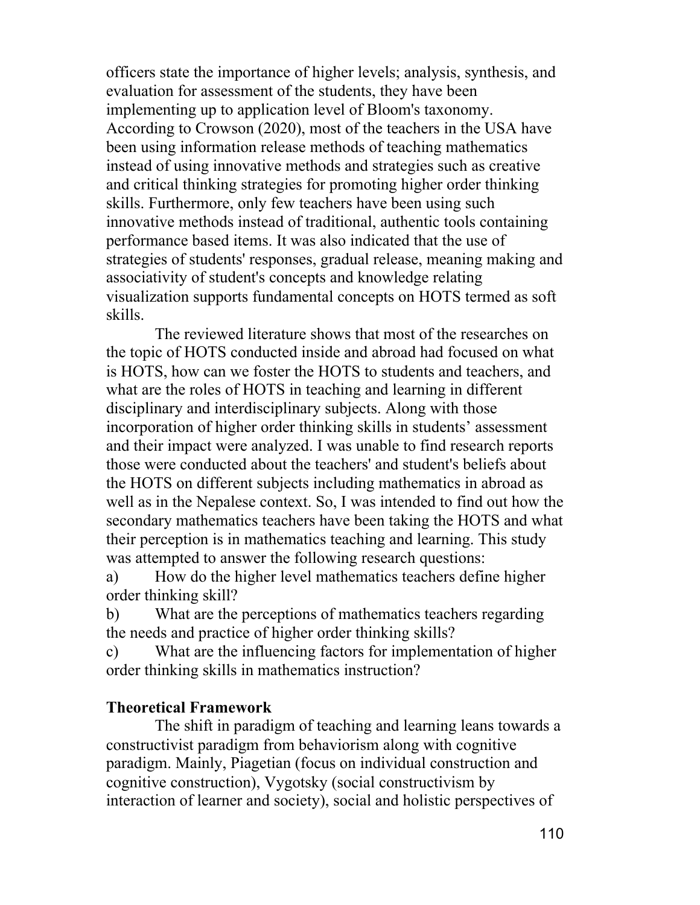officers state the importance of higher levels; analysis, synthesis, and evaluation for assessment of the students, they have been implementing up to application level of Bloom's taxonomy. According to Crowson (2020), most of the teachers in the USA have been using information release methods of teaching mathematics instead of using innovative methods and strategies such as creative and critical thinking strategies for promoting higher order thinking skills. Furthermore, only few teachers have been using such innovative methods instead of traditional, authentic tools containing performance based items. It was also indicated that the use of strategies of students' responses, gradual release, meaning making and associativity of student's concepts and knowledge relating visualization supports fundamental concepts on HOTS termed as soft skills.

The reviewed literature shows that most of the researches on the topic of HOTS conducted inside and abroad had focused on what is HOTS, how can we foster the HOTS to students and teachers, and what are the roles of HOTS in teaching and learning in different disciplinary and interdisciplinary subjects. Along with those incorporation of higher order thinking skills in students' assessment and their impact were analyzed. I was unable to find research reports those were conducted about the teachers' and student's beliefs about the HOTS on different subjects including mathematics in abroad as well as in the Nepalese context. So, I was intended to find out how the secondary mathematics teachers have been taking the HOTS and what their perception is in mathematics teaching and learning. This study was attempted to answer the following research questions:

a) How do the higher level mathematics teachers define higher order thinking skill?

b) What are the perceptions of mathematics teachers regarding the needs and practice of higher order thinking skills?

c) What are the influencing factors for implementation of higher order thinking skills in mathematics instruction?

## Theoretical Framework

The shift in paradigm of teaching and learning leans towards a constructivist paradigm from behaviorism along with cognitive paradigm. Mainly, Piagetian (focus on individual construction and cognitive construction), Vygotsky (social constructivism by interaction of learner and society), social and holistic perspectives of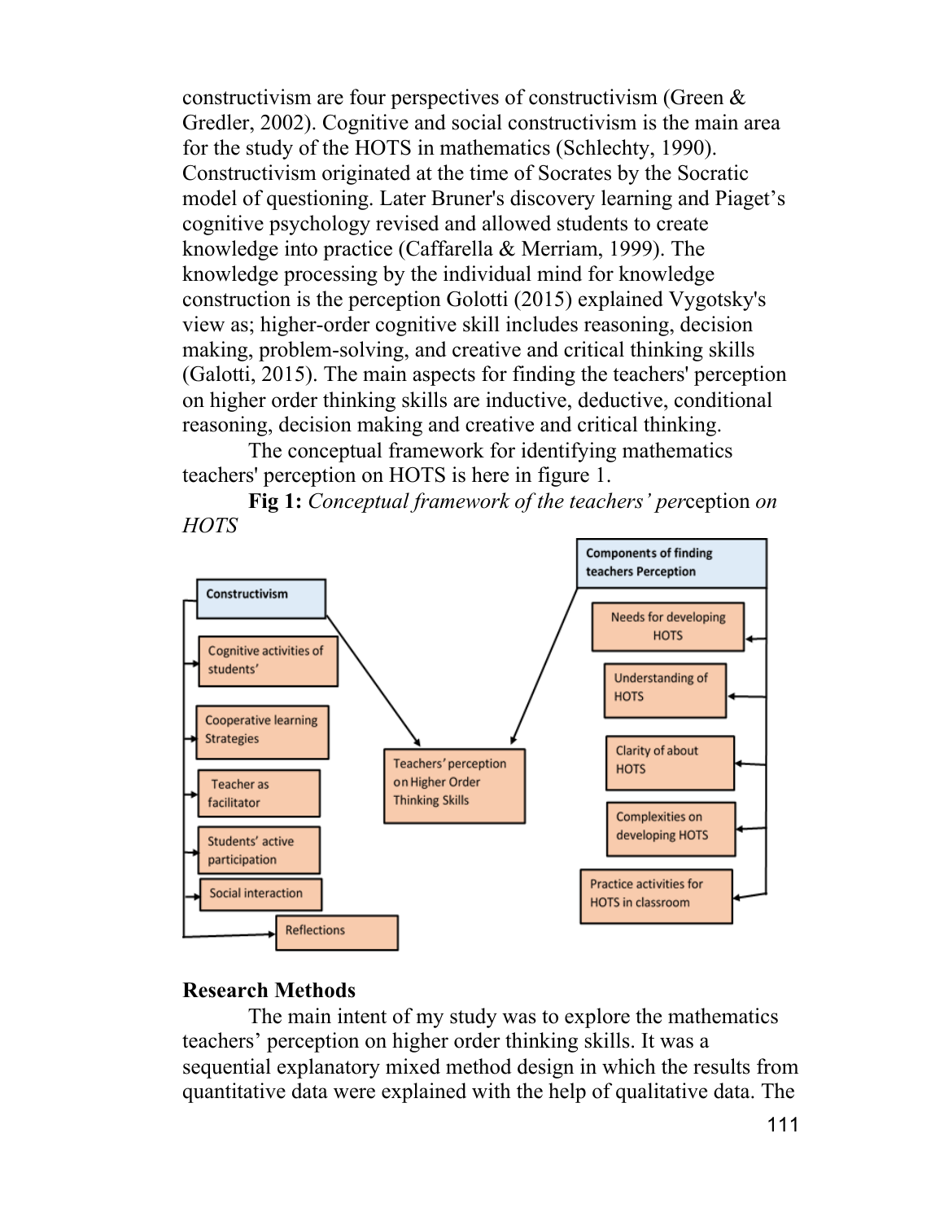constructivism are four perspectives of constructivism (Green & Gredler, 2002). Cognitive and social constructivism is the main area for the study of the HOTS in mathematics (Schlechty, 1990). Constructivism originated at the time of Socrates by the Socratic model of questioning. Later Bruner's discovery learning and Piaget's cognitive psychology revised and allowed students to create knowledge into practice (Caffarella & Merriam, 1999). The knowledge processing by the individual mind for knowledge construction is the perception Golotti (2015) explained Vygotsky's view as; higher-order cognitive skill includes reasoning, decision making, problem-solving, and creative and critical thinking skills (Galotti, 2015). The main aspects for finding the teachers' perception on higher order thinking skills are inductive, deductive, conditional reasoning, decision making and creative and critical thinking.

The conceptual framework for identifying mathematics teachers' perception on HOTS is here in figure 1.

**Fig 1:** *Conceptual framework of the teachers' per*ception *on HOTS*

Constructivism

Cognitive activities of students'

Cooperative learning Strategies

Teacher as facilitator

Students' active participation

Social interaction

Reflections

Teachers' perception on Higher Order Thinking Skills

Components of finding teachers Perception

Needs for developing HOTS

Understanding of HOTS

Clarity of about HOTS

Complexities on developing HOTS

Practice activities for HOTS in classroom

## Research Methods

The main intent of my study was to explore the mathematics teachers' perception on higher order thinking skills. It was a sequential explanatory mixed method design in which the results from quantitative data were explained with the help of qualitative data. The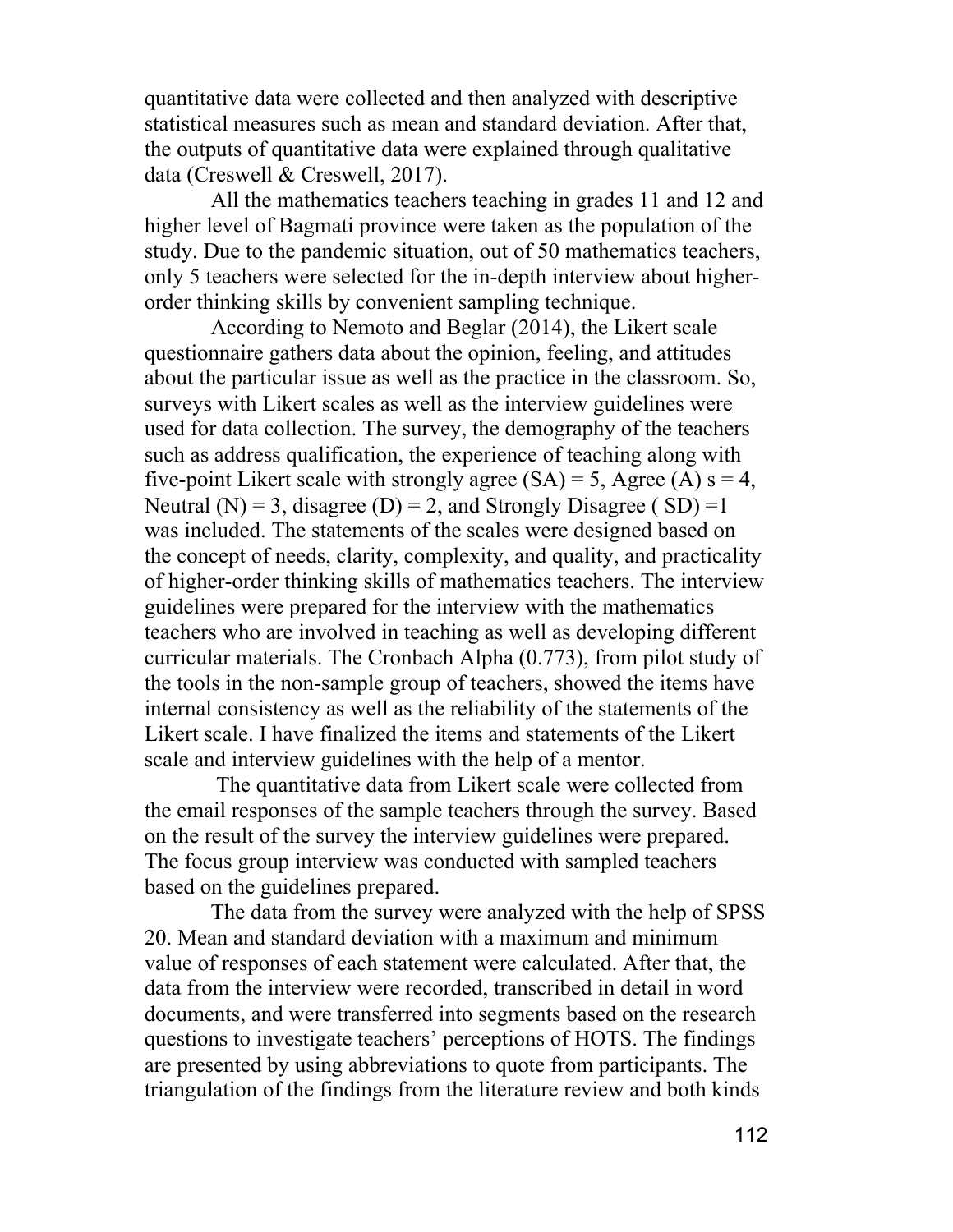quantitative data were collected and then analyzed with descriptive statistical measures such as mean and standard deviation. After that, the outputs of quantitative data were explained through qualitative data (Creswell & Creswell, 2017).

All the mathematics teachers teaching in grades 11 and 12 and higher level of Bagmati province were taken as the population of the study. Due to the pandemic situation, out of 50 mathematics teachers, only 5 teachers were selected for the in-depth interview about higher-order thinking skills by convenient sampling technique.

According to Nemoto and Beglar (2014), the Likert scale questionnaire gathers data about the opinion, feeling, and attitudes about the particular issue as well as the practice in the classroom. So, surveys with Likert scales as well as the interview guidelines were used for data collection. The survey, the demography of the teachers such as address qualification, the experience of teaching along with five-point Likert scale with strongly agree (SA) = 5, Agree (A) s = 4, Neutral (N) = 3, disagree (D) = 2, and Strongly Disagree ( SD) =1 was included. The statements of the scales were designed based on the concept of needs, clarity, complexity, and quality, and practicality of higher-order thinking skills of mathematics teachers. The interview guidelines were prepared for the interview with the mathematics teachers who are involved in teaching as well as developing different curricular materials. The Cronbach Alpha (0.773), from pilot study of the tools in the non-sample group of teachers, showed the items have internal consistency as well as the reliability of the statements of the Likert scale. I have finalized the items and statements of the Likert scale and interview guidelines with the help of a mentor.

The quantitative data from Likert scale were collected from the email responses of the sample teachers through the survey. Based on the result of the survey the interview guidelines were prepared. The focus group interview was conducted with sampled teachers based on the guidelines prepared.

The data from the survey were analyzed with the help of SPSS 20. Mean and standard deviation with a maximum and minimum value of responses of each statement were calculated. After that, the data from the interview were recorded, transcribed in detail in word documents, and were transferred into segments based on the research questions to investigate teachers' perceptions of HOTS. The findings are presented by using abbreviations to quote from participants. The triangulation of the findings from the literature review and both kinds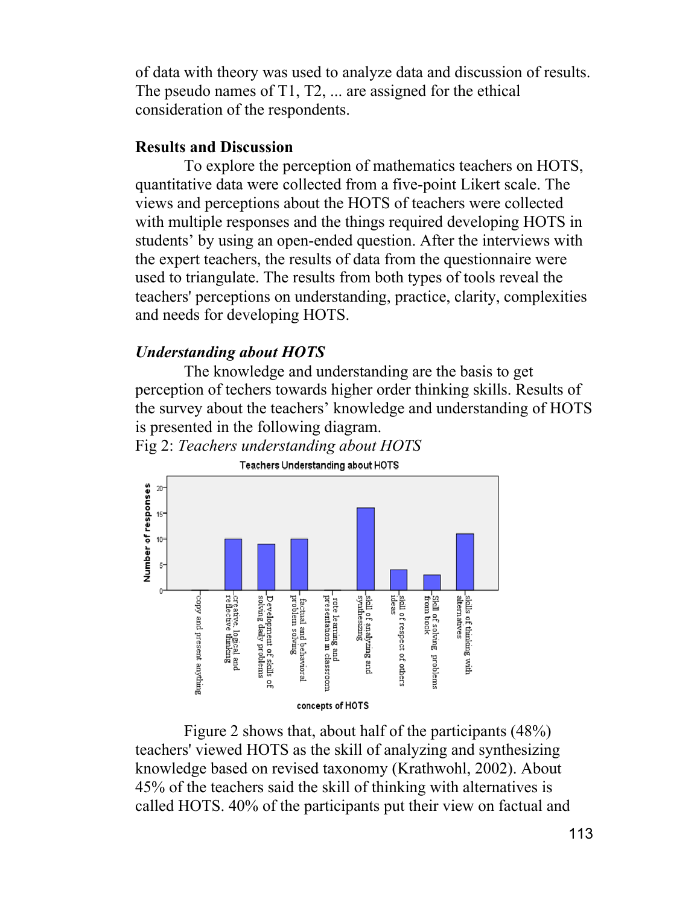of data with theory was used to analyze data and discussion of results. The pseudo names of T1, T2, ... are assigned for the ethical consideration of the respondents.

## Results and Discussion

To explore the perception of mathematics teachers on HOTS, quantitative data were collected from a five-point Likert scale. The views and perceptions about the HOTS of teachers were collected with multiple responses and the things required developing HOTS in students' by using an open-ended question. After the interviews with the expert teachers, the results of data from the questionnaire were used to triangulate. The results from both types of tools reveal the teachers' perceptions on understanding, practice, clarity, complexities and needs for developing HOTS.

### *Understanding about HOTS*

The knowledge and understanding are the basis to get perception of techers towards higher order thinking skills. Results of the survey about the teachers' knowledge and understanding of HOTS is presented in the following diagram.

Fig 2: *Teachers understanding about HOTS*

Figure 2 shows that, about half of the participants (48%) teachers' viewed HOTS as the skill of analyzing and synthesizing knowledge based on revised taxonomy (Krathwohl, 2002). About 45% of the teachers said the skill of thinking with alternatives is called HOTS. 40% of the participants put their view on factual and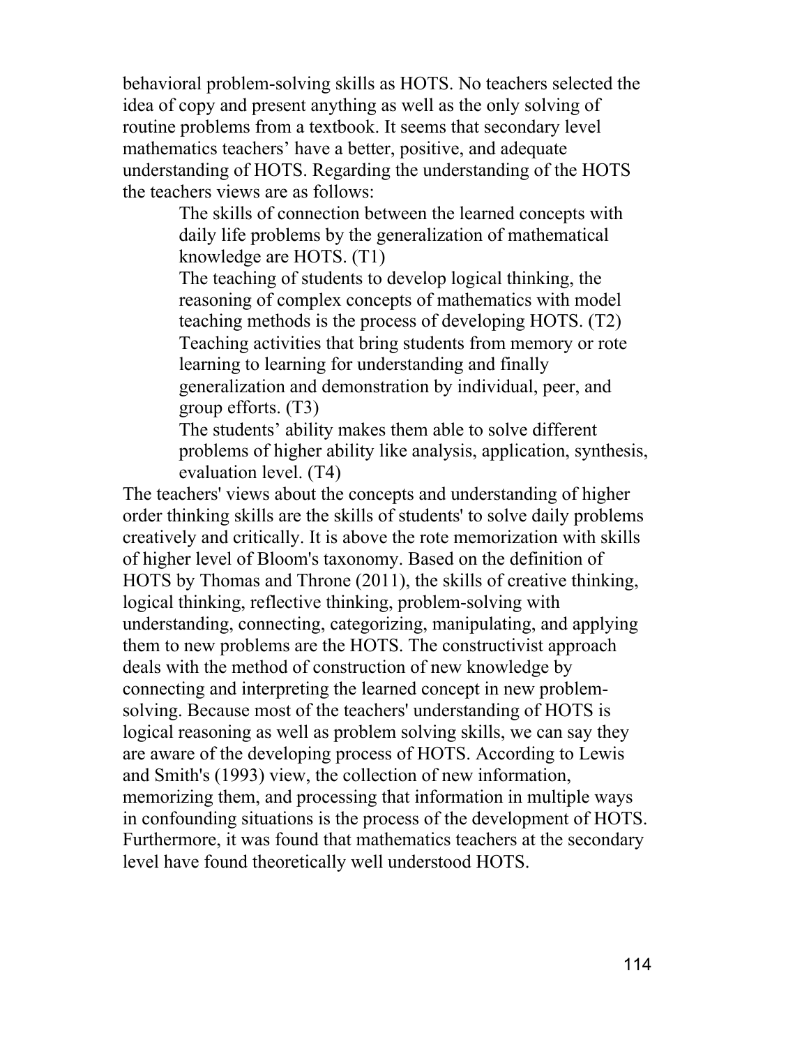behavioral problem-solving skills as HOTS. No teachers selected the idea of copy and present anything as well as the only solving of routine problems from a textbook. It seems that secondary level mathematics teachers' have a better, positive, and adequate understanding of HOTS. Regarding the understanding of the HOTS the teachers views are as follows:

> The skills of connection between the learned concepts with daily life problems by the generalization of mathematical knowledge are HOTS. (T1)
>
> The teaching of students to develop logical thinking, the reasoning of complex concepts of mathematics with model teaching methods is the process of developing HOTS. (T2)
>
> Teaching activities that bring students from memory or rote learning to learning for understanding and finally generalization and demonstration by individual, peer, and group efforts. (T3)
>
> The students' ability makes them able to solve different problems of higher ability like analysis, application, synthesis, evaluation level. (T4)

The teachers' views about the concepts and understanding of higher order thinking skills are the skills of students' to solve daily problems creatively and critically. It is above the rote memorization with skills of higher level of Bloom's taxonomy. Based on the definition of HOTS by Thomas and Throne (2011), the skills of creative thinking, logical thinking, reflective thinking, problem-solving with understanding, connecting, categorizing, manipulating, and applying them to new problems are the HOTS. The constructivist approach deals with the method of construction of new knowledge by connecting and interpreting the learned concept in new problem-solving. Because most of the teachers' understanding of HOTS is logical reasoning as well as problem solving skills, we can say they are aware of the developing process of HOTS. According to Lewis and Smith's (1993) view, the collection of new information, memorizing them, and processing that information in multiple ways in confounding situations is the process of the development of HOTS. Furthermore, it was found that mathematics teachers at the secondary level have found theoretically well understood HOTS.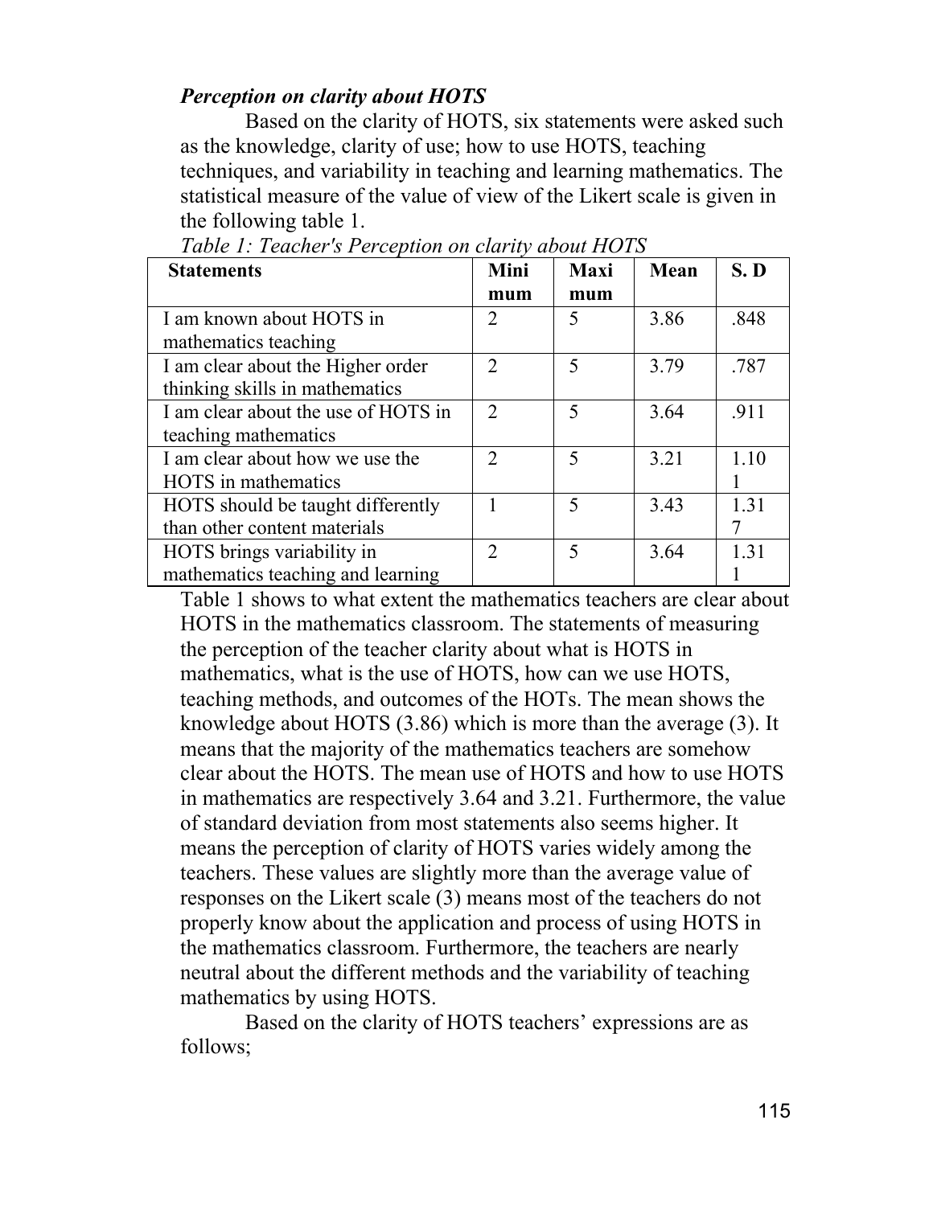### *Perception on clarity about HOTS*

Based on the clarity of HOTS, six statements were asked such as the knowledge, clarity of use; how to use HOTS, teaching techniques, and variability in teaching and learning mathematics. The statistical measure of the value of view of the Likert scale is given in the following table 1.

*Table 1: Teacher's Perception on clarity about HOTS*

| Statements | Minimum | Maximum | Mean | S. D |
|---|---|---|---|---|
| I am known about HOTS in mathematics teaching | 2 | 5 | 3.86 | .848 |
| I am clear about the Higher order thinking skills in mathematics | 2 | 5 | 3.79 | .787 |
| I am clear about the use of HOTS in teaching mathematics | 2 | 5 | 3.64 | .911 |
| I am clear about how we use the HOTS in mathematics | 2 | 5 | 3.21 | 1.101 |
| HOTS should be taught differently than other content materials | 1 | 5 | 3.43 | 1.317 |
| HOTS brings variability in mathematics teaching and learning | 2 | 5 | 3.64 | 1.311 |

Table 1 shows to what extent the mathematics teachers are clear about HOTS in the mathematics classroom. The statements of measuring the perception of the teacher clarity about what is HOTS in mathematics, what is the use of HOTS, how can we use HOTS, teaching methods, and outcomes of the HOTs. The mean shows the knowledge about HOTS (3.86) which is more than the average (3). It means that the majority of the mathematics teachers are somehow clear about the HOTS. The mean use of HOTS and how to use HOTS in mathematics are respectively 3.64 and 3.21. Furthermore, the value of standard deviation from most statements also seems higher. It means the perception of clarity of HOTS varies widely among the teachers. These values are slightly more than the average value of responses on the Likert scale (3) means most of the teachers do not properly know about the application and process of using HOTS in the mathematics classroom. Furthermore, the teachers are nearly neutral about the different methods and the variability of teaching mathematics by using HOTS.

Based on the clarity of HOTS teachers' expressions are as follows;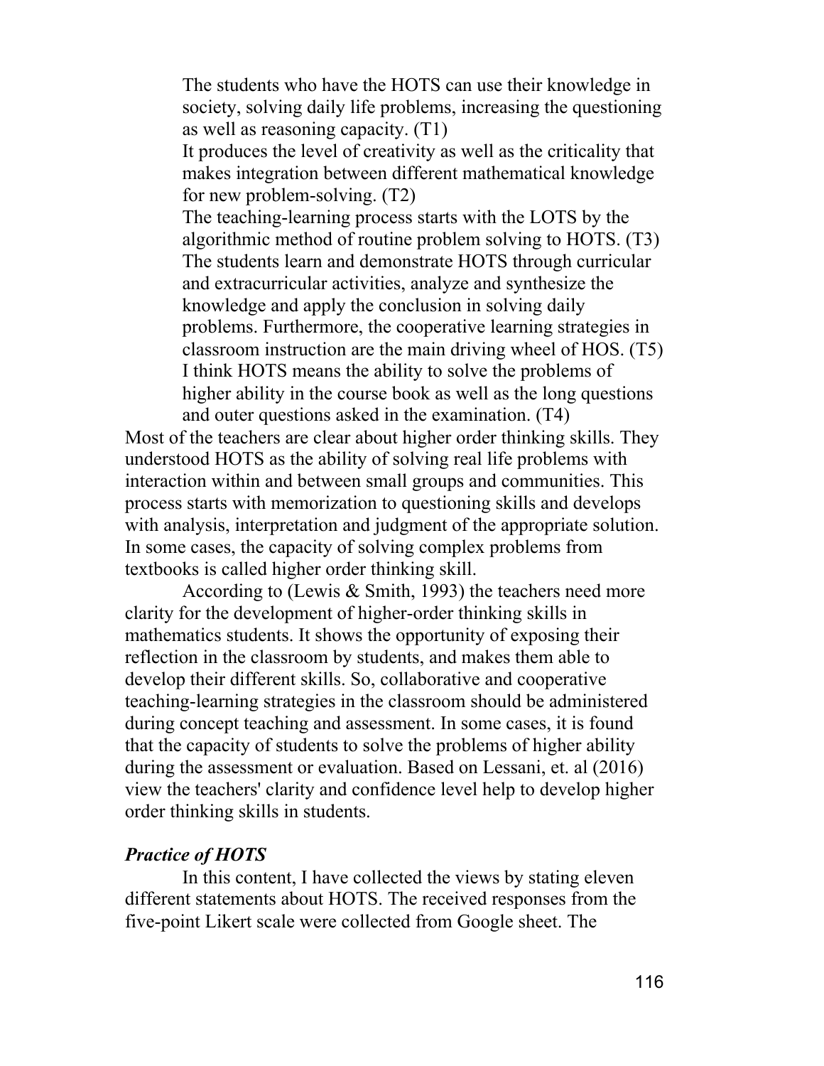> The students who have the HOTS can use their knowledge in society, solving daily life problems, increasing the questioning as well as reasoning capacity. (T1)
>
> It produces the level of creativity as well as the criticality that makes integration between different mathematical knowledge for new problem-solving. (T2)
>
> The teaching-learning process starts with the LOTS by the algorithmic method of routine problem solving to HOTS. (T3)
>
> The students learn and demonstrate HOTS through curricular and extracurricular activities, analyze and synthesize the knowledge and apply the conclusion in solving daily problems. Furthermore, the cooperative learning strategies in classroom instruction are the main driving wheel of HOS. (T5)
>
> I think HOTS means the ability to solve the problems of higher ability in the course book as well as the long questions and outer questions asked in the examination. (T4)

Most of the teachers are clear about higher order thinking skills. They understood HOTS as the ability of solving real life problems with interaction within and between small groups and communities. This process starts with memorization to questioning skills and develops with analysis, interpretation and judgment of the appropriate solution. In some cases, the capacity of solving complex problems from textbooks is called higher order thinking skill.

According to (Lewis & Smith, 1993) the teachers need more clarity for the development of higher-order thinking skills in mathematics students. It shows the opportunity of exposing their reflection in the classroom by students, and makes them able to develop their different skills. So, collaborative and cooperative teaching-learning strategies in the classroom should be administered during concept teaching and assessment. In some cases, it is found that the capacity of students to solve the problems of higher ability during the assessment or evaluation. Based on Lessani, et. al (2016) view the teachers' clarity and confidence level help to develop higher order thinking skills in students.

### *Practice of HOTS*

In this content, I have collected the views by stating eleven different statements about HOTS. The received responses from the five-point Likert scale were collected from Google sheet. The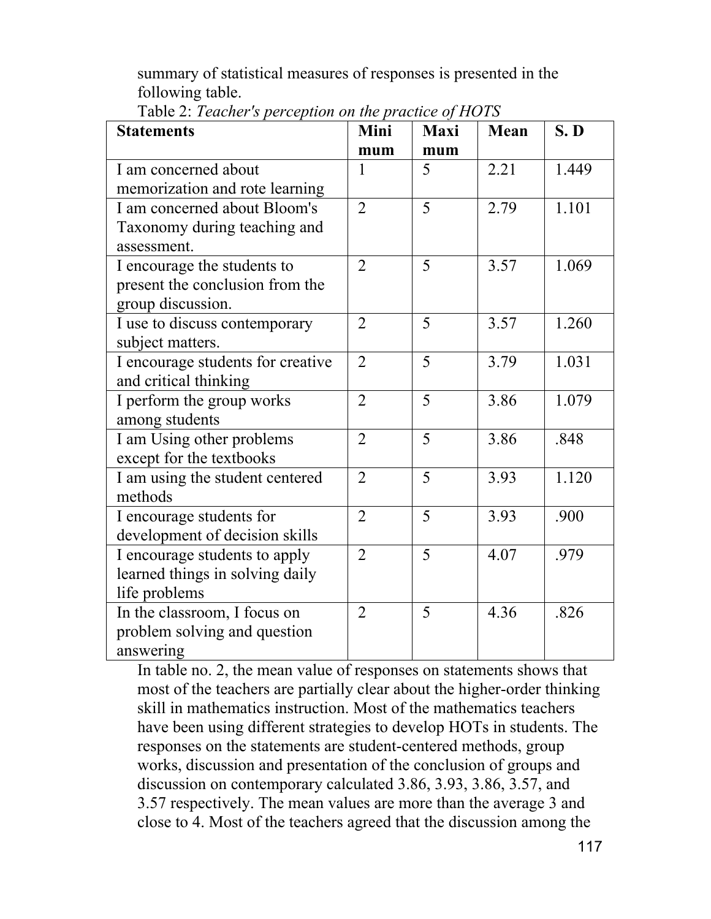summary of statistical measures of responses is presented in the following table.

Table 2: *Teacher's perception on the practice of HOTS*

| Statements | Minimum | Maximum | Mean | S. D |
|---|---|---|---|---|
| I am concerned about memorization and rote learning | 1 | 5 | 2.21 | 1.449 |
| I am concerned about Bloom's Taxonomy during teaching and assessment. | 2 | 5 | 2.79 | 1.101 |
| I encourage the students to present the conclusion from the group discussion. | 2 | 5 | 3.57 | 1.069 |
| I use to discuss contemporary subject matters. | 2 | 5 | 3.57 | 1.260 |
| I encourage students for creative and critical thinking | 2 | 5 | 3.79 | 1.031 |
| I perform the group works among students | 2 | 5 | 3.86 | 1.079 |
| I am Using other problems except for the textbooks | 2 | 5 | 3.86 | .848 |
| I am using the student centered methods | 2 | 5 | 3.93 | 1.120 |
| I encourage students for development of decision skills | 2 | 5 | 3.93 | .900 |
| I encourage students to apply learned things in solving daily life problems | 2 | 5 | 4.07 | .979 |
| In the classroom, I focus on problem solving and question answering | 2 | 5 | 4.36 | .826 |

In table no. 2, the mean value of responses on statements shows that most of the teachers are partially clear about the higher-order thinking skill in mathematics instruction. Most of the mathematics teachers have been using different strategies to develop HOTs in students. The responses on the statements are student-centered methods, group works, discussion and presentation of the conclusion of groups and discussion on contemporary calculated 3.86, 3.93, 3.86, 3.57, and 3.57 respectively. The mean values are more than the average 3 and close to 4. Most of the teachers agreed that the discussion among the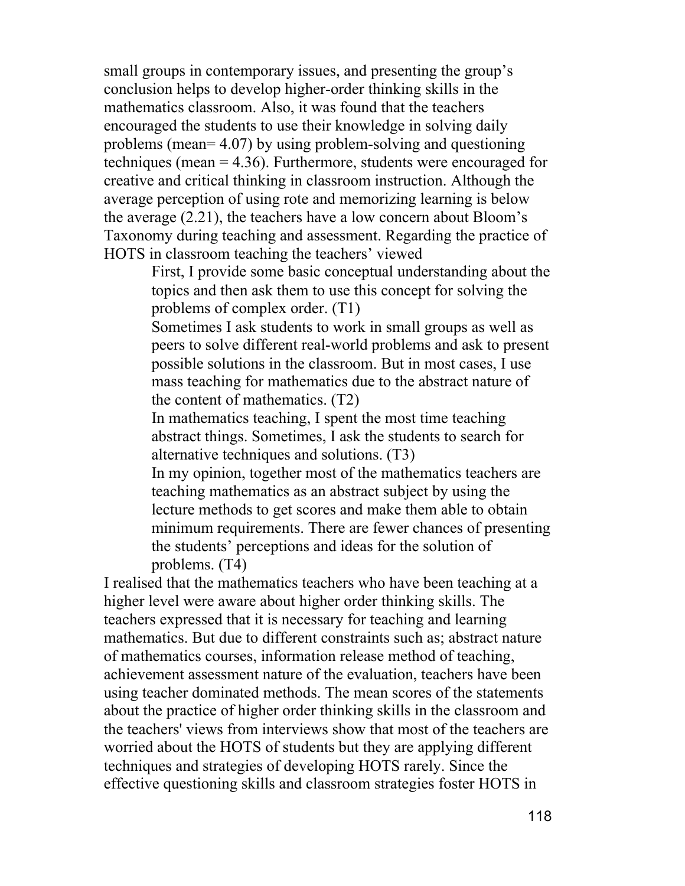small groups in contemporary issues, and presenting the group's conclusion helps to develop higher-order thinking skills in the mathematics classroom. Also, it was found that the teachers encouraged the students to use their knowledge in solving daily problems (mean= 4.07) by using problem-solving and questioning techniques (mean = 4.36). Furthermore, students were encouraged for creative and critical thinking in classroom instruction. Although the average perception of using rote and memorizing learning is below the average (2.21), the teachers have a low concern about Bloom's Taxonomy during teaching and assessment. Regarding the practice of HOTS in classroom teaching the teachers' viewed

> First, I provide some basic conceptual understanding about the topics and then ask them to use this concept for solving the problems of complex order. (T1)
>
> Sometimes I ask students to work in small groups as well as peers to solve different real-world problems and ask to present possible solutions in the classroom. But in most cases, I use mass teaching for mathematics due to the abstract nature of the content of mathematics. (T2)
>
> In mathematics teaching, I spent the most time teaching abstract things. Sometimes, I ask the students to search for alternative techniques and solutions. (T3)
>
> In my opinion, together most of the mathematics teachers are teaching mathematics as an abstract subject by using the lecture methods to get scores and make them able to obtain minimum requirements. There are fewer chances of presenting the students' perceptions and ideas for the solution of problems. (T4)

I realised that the mathematics teachers who have been teaching at a higher level were aware about higher order thinking skills. The teachers expressed that it is necessary for teaching and learning mathematics. But due to different constraints such as; abstract nature of mathematics courses, information release method of teaching, achievement assessment nature of the evaluation, teachers have been using teacher dominated methods. The mean scores of the statements about the practice of higher order thinking skills in the classroom and the teachers' views from interviews show that most of the teachers are worried about the HOTS of students but they are applying different techniques and strategies of developing HOTS rarely. Since the effective questioning skills and classroom strategies foster HOTS in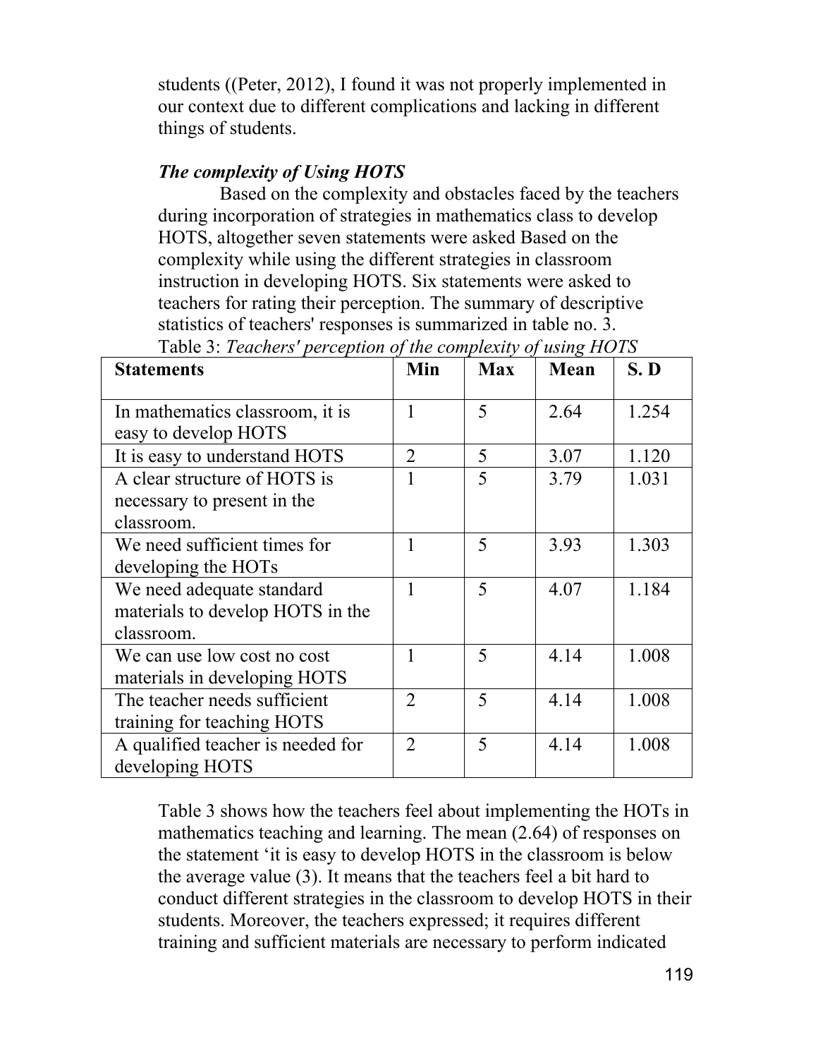students ((Peter, 2012), I found it was not properly implemented in our context due to different complications and lacking in different things of students.

***The complexity of Using HOTS***

Based on the complexity and obstacles faced by the teachers during incorporation of strategies in mathematics class to develop HOTS, altogether seven statements were asked Based on the complexity while using the different strategies in classroom instruction in developing HOTS. Six statements were asked to teachers for rating their perception. The summary of descriptive statistics of teachers' responses is summarized in table no. 3.

Table 3: *Teachers' perception of the complexity of using HOTS*

| **Statements** | **Min** | **Max** | **Mean** | **S. D** |
|---|---|---|---|---|
| In mathematics classroom, it is easy to develop HOTS | 1 | 5 | 2.64 | 1.254 |
| It is easy to understand HOTS | 2 | 5 | 3.07 | 1.120 |
| A clear structure of HOTS is necessary to present in the classroom. | 1 | 5 | 3.79 | 1.031 |
| We need sufficient times for developing the HOTs | 1 | 5 | 3.93 | 1.303 |
| We need adequate standard materials to develop HOTS in the classroom. | 1 | 5 | 4.07 | 1.184 |
| We can use low cost no cost materials in developing HOTS | 1 | 5 | 4.14 | 1.008 |
| The teacher needs sufficient training for teaching HOTS | 2 | 5 | 4.14 | 1.008 |
| A qualified teacher is needed for developing HOTS | 2 | 5 | 4.14 | 1.008 |

Table 3 shows how the teachers feel about implementing the HOTs in mathematics teaching and learning. The mean (2.64) of responses on the statement 'it is easy to develop HOTS in the classroom is below the average value (3). It means that the teachers feel a bit hard to conduct different strategies in the classroom to develop HOTS in their students. Moreover, the teachers expressed; it requires different training and sufficient materials are necessary to perform indicated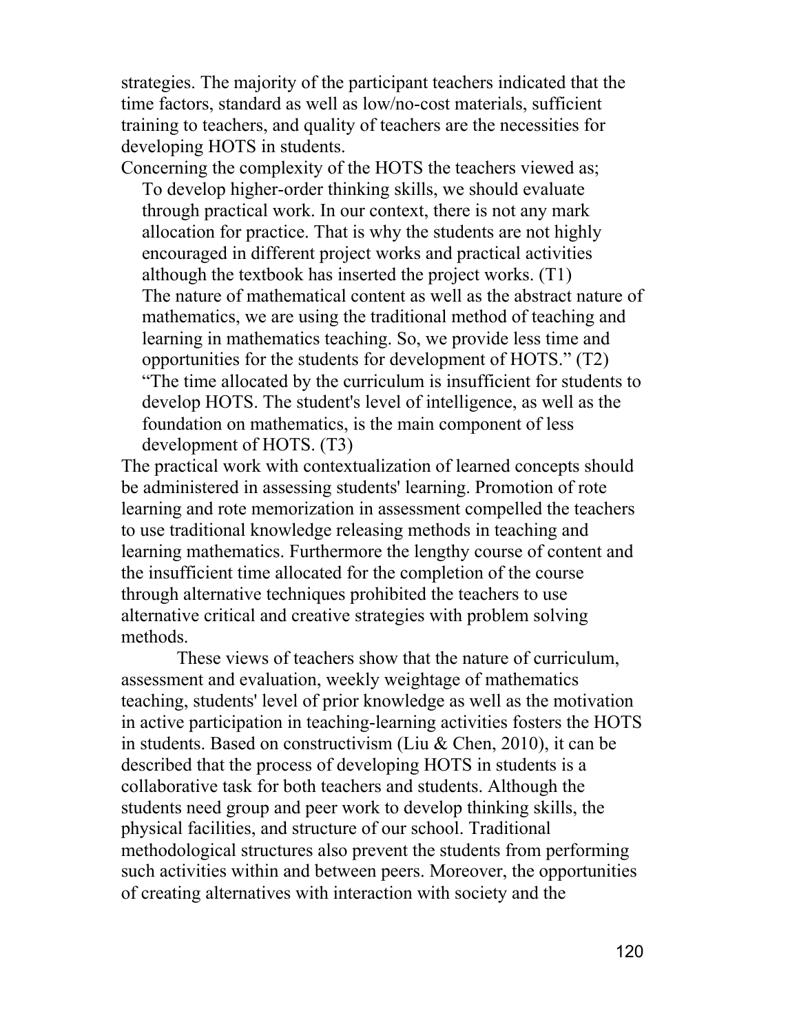strategies. The majority of the participant teachers indicated that the time factors, standard as well as low/no-cost materials, sufficient training to teachers, and quality of teachers are the necessities for developing HOTS in students.

Concerning the complexity of the HOTS the teachers viewed as;

> To develop higher-order thinking skills, we should evaluate through practical work. In our context, there is not any mark allocation for practice. That is why the students are not highly encouraged in different project works and practical activities although the textbook has inserted the project works. (T1)
>
> The nature of mathematical content as well as the abstract nature of mathematics, we are using the traditional method of teaching and learning in mathematics teaching. So, we provide less time and opportunities for the students for development of HOTS." (T2)
>
> "The time allocated by the curriculum is insufficient for students to develop HOTS. The student's level of intelligence, as well as the foundation on mathematics, is the main component of less development of HOTS. (T3)

The practical work with contextualization of learned concepts should be administered in assessing students' learning. Promotion of rote learning and rote memorization in assessment compelled the teachers to use traditional knowledge releasing methods in teaching and learning mathematics. Furthermore the lengthy course of content and the insufficient time allocated for the completion of the course through alternative techniques prohibited the teachers to use alternative critical and creative strategies with problem solving methods.

These views of teachers show that the nature of curriculum, assessment and evaluation, weekly weightage of mathematics teaching, students' level of prior knowledge as well as the motivation in active participation in teaching-learning activities fosters the HOTS in students. Based on constructivism (Liu & Chen, 2010), it can be described that the process of developing HOTS in students is a collaborative task for both teachers and students. Although the students need group and peer work to develop thinking skills, the physical facilities, and structure of our school. Traditional methodological structures also prevent the students from performing such activities within and between peers. Moreover, the opportunities of creating alternatives with interaction with society and the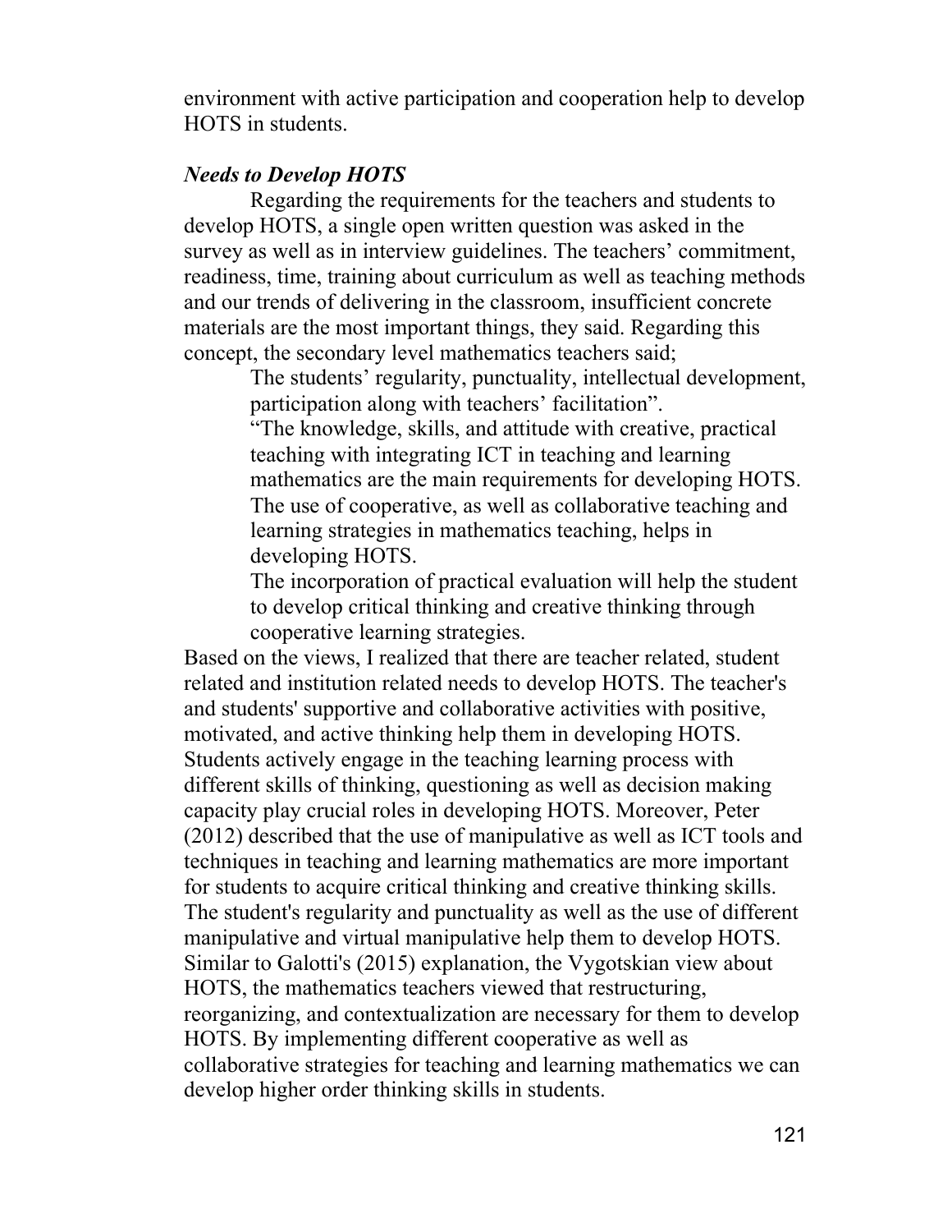environment with active participation and cooperation help to develop HOTS in students.

### *Needs to Develop HOTS*

Regarding the requirements for the teachers and students to develop HOTS, a single open written question was asked in the survey as well as in interview guidelines. The teachers' commitment, readiness, time, training about curriculum as well as teaching methods and our trends of delivering in the classroom, insufficient concrete materials are the most important things, they said. Regarding this concept, the secondary level mathematics teachers said;

> The students' regularity, punctuality, intellectual development, participation along with teachers' facilitation".
>
> "The knowledge, skills, and attitude with creative, practical teaching with integrating ICT in teaching and learning mathematics are the main requirements for developing HOTS. The use of cooperative, as well as collaborative teaching and learning strategies in mathematics teaching, helps in developing HOTS.
>
> The incorporation of practical evaluation will help the student to develop critical thinking and creative thinking through cooperative learning strategies.

Based on the views, I realized that there are teacher related, student related and institution related needs to develop HOTS. The teacher's and students' supportive and collaborative activities with positive, motivated, and active thinking help them in developing HOTS. Students actively engage in the teaching learning process with different skills of thinking, questioning as well as decision making capacity play crucial roles in developing HOTS. Moreover, Peter (2012) described that the use of manipulative as well as ICT tools and techniques in teaching and learning mathematics are more important for students to acquire critical thinking and creative thinking skills. The student's regularity and punctuality as well as the use of different manipulative and virtual manipulative help them to develop HOTS. Similar to Galotti's (2015) explanation, the Vygotskian view about HOTS, the mathematics teachers viewed that restructuring, reorganizing, and contextualization are necessary for them to develop HOTS. By implementing different cooperative as well as collaborative strategies for teaching and learning mathematics we can develop higher order thinking skills in students.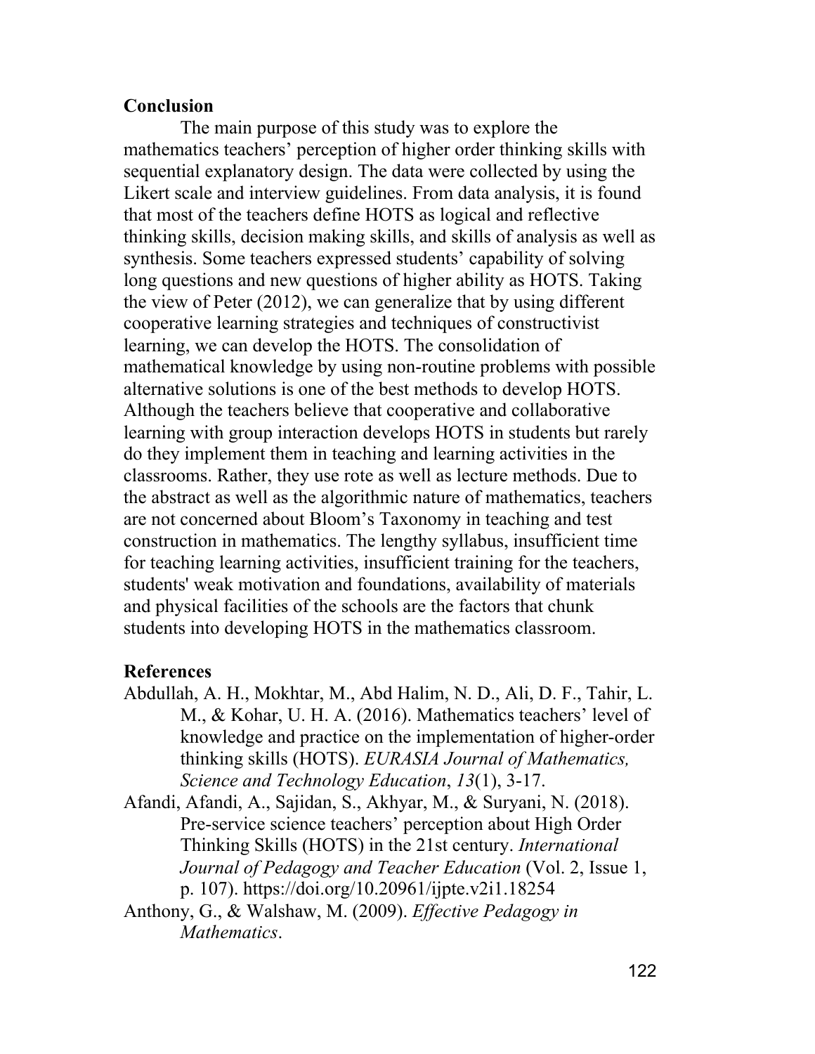## Conclusion

The main purpose of this study was to explore the mathematics teachers' perception of higher order thinking skills with sequential explanatory design. The data were collected by using the Likert scale and interview guidelines. From data analysis, it is found that most of the teachers define HOTS as logical and reflective thinking skills, decision making skills, and skills of analysis as well as synthesis. Some teachers expressed students' capability of solving long questions and new questions of higher ability as HOTS. Taking the view of Peter (2012), we can generalize that by using different cooperative learning strategies and techniques of constructivist learning, we can develop the HOTS. The consolidation of mathematical knowledge by using non-routine problems with possible alternative solutions is one of the best methods to develop HOTS. Although the teachers believe that cooperative and collaborative learning with group interaction develops HOTS in students but rarely do they implement them in teaching and learning activities in the classrooms. Rather, they use rote as well as lecture methods. Due to the abstract as well as the algorithmic nature of mathematics, teachers are not concerned about Bloom's Taxonomy in teaching and test construction in mathematics. The lengthy syllabus, insufficient time for teaching learning activities, insufficient training for the teachers, students' weak motivation and foundations, availability of materials and physical facilities of the schools are the factors that chunk students into developing HOTS in the mathematics classroom.

## References

Abdullah, A. H., Mokhtar, M., Abd Halim, N. D., Ali, D. F., Tahir, L. M., & Kohar, U. H. A. (2016). Mathematics teachers' level of knowledge and practice on the implementation of higher-order thinking skills (HOTS). *EURASIA Journal of Mathematics, Science and Technology Education*, *13*(1), 3-17.

Afandi, Afandi, A., Sajidan, S., Akhyar, M., & Suryani, N. (2018). Pre-service science teachers' perception about High Order Thinking Skills (HOTS) in the 21st century. *International Journal of Pedagogy and Teacher Education* (Vol. 2, Issue 1, p. 107). https://doi.org/10.20961/ijpte.v2i1.18254

Anthony, G., & Walshaw, M. (2009). *Effective Pedagogy in Mathematics*.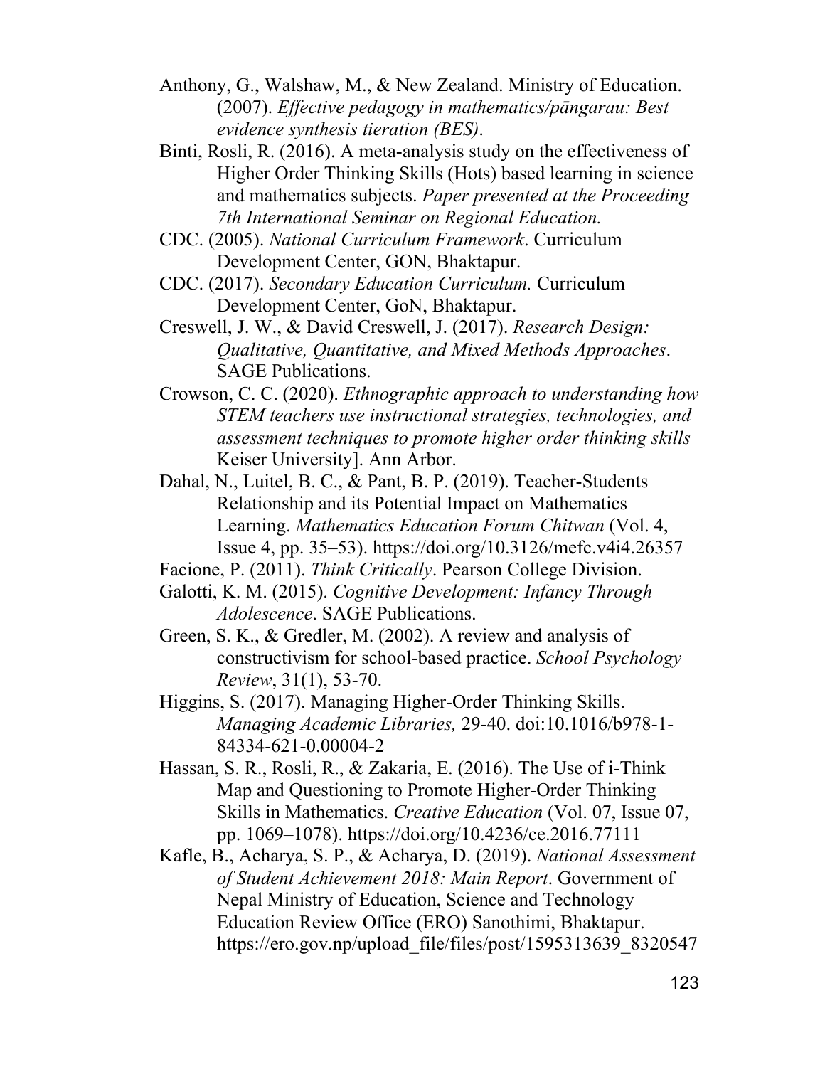Anthony, G., Walshaw, M., & New Zealand. Ministry of Education. (2007). *Effective pedagogy in mathematics/pāngarau: Best evidence synthesis tieration (BES)*.

Binti, Rosli, R. (2016). A meta-analysis study on the effectiveness of Higher Order Thinking Skills (Hots) based learning in science and mathematics subjects. *Paper presented at the Proceeding 7th International Seminar on Regional Education.*

CDC. (2005). *National Curriculum Framework*. Curriculum Development Center, GON, Bhaktapur.

CDC. (2017). *Secondary Education Curriculum.* Curriculum Development Center, GoN, Bhaktapur.

Creswell, J. W., & David Creswell, J. (2017). *Research Design: Qualitative, Quantitative, and Mixed Methods Approaches*. SAGE Publications.

Crowson, C. C. (2020). *Ethnographic approach to understanding how STEM teachers use instructional strategies, technologies, and assessment techniques to promote higher order thinking skills* Keiser University]. Ann Arbor.

Dahal, N., Luitel, B. C., & Pant, B. P. (2019). Teacher-Students Relationship and its Potential Impact on Mathematics Learning. *Mathematics Education Forum Chitwan* (Vol. 4, Issue 4, pp. 35–53). https://doi.org/10.3126/mefc.v4i4.26357

Facione, P. (2011). *Think Critically*. Pearson College Division.

Galotti, K. M. (2015). *Cognitive Development: Infancy Through Adolescence*. SAGE Publications.

Green, S. K., & Gredler, M. (2002). A review and analysis of constructivism for school-based practice. *School Psychology Review*, 31(1), 53-70.

Higgins, S. (2017). Managing Higher-Order Thinking Skills. *Managing Academic Libraries,* 29-40. doi:10.1016/b978-1-84334-621-0.00004-2

Hassan, S. R., Rosli, R., & Zakaria, E. (2016). The Use of i-Think Map and Questioning to Promote Higher-Order Thinking Skills in Mathematics. *Creative Education* (Vol. 07, Issue 07, pp. 1069–1078). https://doi.org/10.4236/ce.2016.77111

Kafle, B., Acharya, S. P., & Acharya, D. (2019). *National Assessment of Student Achievement 2018: Main Report*. Government of Nepal Ministry of Education, Science and Technology Education Review Office (ERO) Sanothimi, Bhaktapur. https://ero.gov.np/upload_file/files/post/1595313639_8320547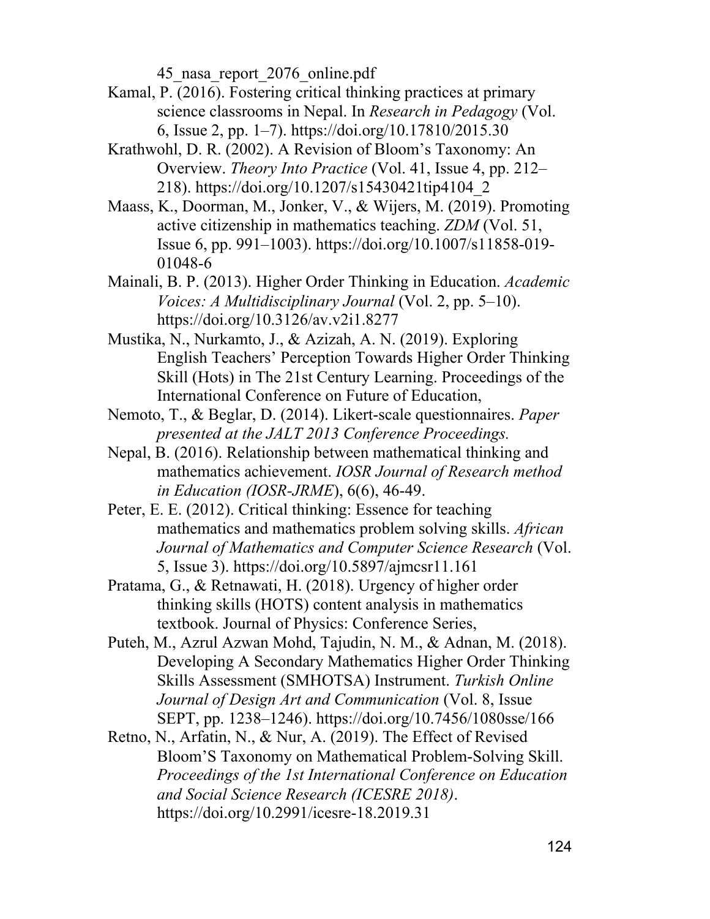45_nasa_report_2076_online.pdf

Kamal, P. (2016). Fostering critical thinking practices at primary science classrooms in Nepal. In *Research in Pedagogy* (Vol. 6, Issue 2, pp. 1–7). https://doi.org/10.17810/2015.30

Krathwohl, D. R. (2002). A Revision of Bloom's Taxonomy: An Overview. *Theory Into Practice* (Vol. 41, Issue 4, pp. 212–218). https://doi.org/10.1207/s15430421tip4104_2

Maass, K., Doorman, M., Jonker, V., & Wijers, M. (2019). Promoting active citizenship in mathematics teaching. *ZDM* (Vol. 51, Issue 6, pp. 991–1003). https://doi.org/10.1007/s11858-019-01048-6

Mainali, B. P. (2013). Higher Order Thinking in Education. *Academic Voices: A Multidisciplinary Journal* (Vol. 2, pp. 5–10). https://doi.org/10.3126/av.v2i1.8277

Mustika, N., Nurkamto, J., & Azizah, A. N. (2019). Exploring English Teachers' Perception Towards Higher Order Thinking Skill (Hots) in The 21st Century Learning. Proceedings of the International Conference on Future of Education,

Nemoto, T., & Beglar, D. (2014). Likert-scale questionnaires. *Paper presented at the JALT 2013 Conference Proceedings.*

Nepal, B. (2016). Relationship between mathematical thinking and mathematics achievement. *IOSR Journal of Research method in Education (IOSR-JRME*), 6(6), 46-49.

Peter, E. E. (2012). Critical thinking: Essence for teaching mathematics and mathematics problem solving skills. *African Journal of Mathematics and Computer Science Research* (Vol. 5, Issue 3). https://doi.org/10.5897/ajmcsr11.161

Pratama, G., & Retnawati, H. (2018). Urgency of higher order thinking skills (HOTS) content analysis in mathematics textbook. Journal of Physics: Conference Series,

Puteh, M., Azrul Azwan Mohd, Tajudin, N. M., & Adnan, M. (2018). Developing A Secondary Mathematics Higher Order Thinking Skills Assessment (SMHOTSA) Instrument. *Turkish Online Journal of Design Art and Communication* (Vol. 8, Issue SEPT, pp. 1238–1246). https://doi.org/10.7456/1080sse/166

Retno, N., Arfatin, N., & Nur, A. (2019). The Effect of Revised Bloom'S Taxonomy on Mathematical Problem-Solving Skill. *Proceedings of the 1st International Conference on Education and Social Science Research (ICESRE 2018)*. https://doi.org/10.2991/icesre-18.2019.31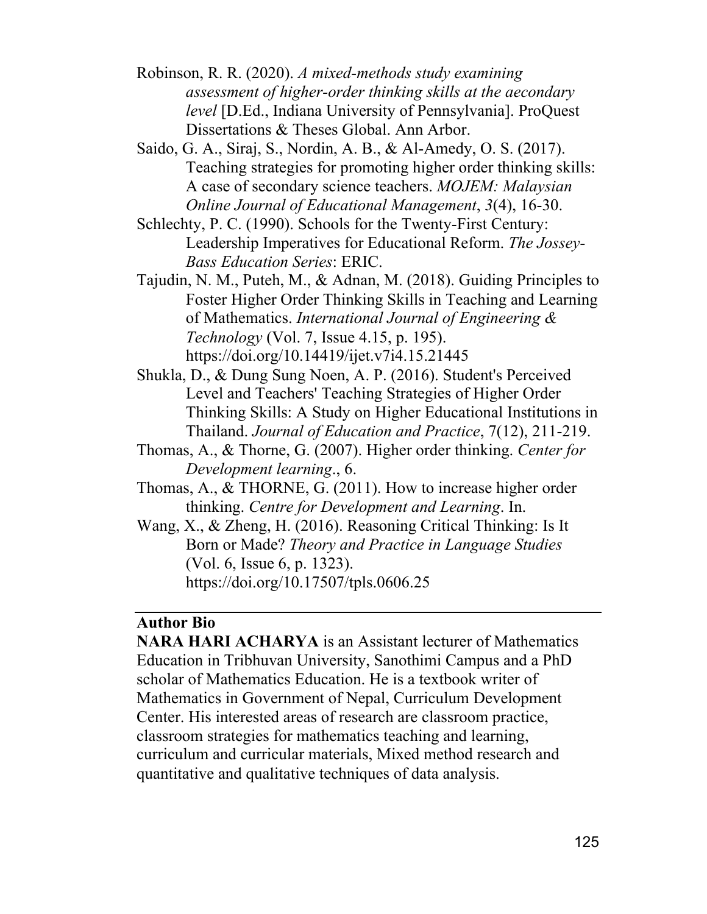Robinson, R. R. (2020). *A mixed-methods study examining assessment of higher-order thinking skills at the aecondary level* [D.Ed., Indiana University of Pennsylvania]. ProQuest Dissertations & Theses Global. Ann Arbor.

Saido, G. A., Siraj, S., Nordin, A. B., & Al-Amedy, O. S. (2017). Teaching strategies for promoting higher order thinking skills: A case of secondary science teachers. *MOJEM: Malaysian Online Journal of Educational Management*, *3*(4), 16-30.

Schlechty, P. C. (1990). Schools for the Twenty-First Century: Leadership Imperatives for Educational Reform. *The Jossey-Bass Education Series*: ERIC.

Tajudin, N. M., Puteh, M., & Adnan, M. (2018). Guiding Principles to Foster Higher Order Thinking Skills in Teaching and Learning of Mathematics. *International Journal of Engineering & Technology* (Vol. 7, Issue 4.15, p. 195). https://doi.org/10.14419/ijet.v7i4.15.21445

Shukla, D., & Dung Sung Noen, A. P. (2016). Student's Perceived Level and Teachers' Teaching Strategies of Higher Order Thinking Skills: A Study on Higher Educational Institutions in Thailand. *Journal of Education and Practice*, 7(12), 211-219.

Thomas, A., & Thorne, G. (2007). Higher order thinking. *Center for Development learning*., 6.

Thomas, A., & THORNE, G. (2011). How to increase higher order thinking. *Centre for Development and Learning*. In.

Wang, X., & Zheng, H. (2016). Reasoning Critical Thinking: Is It Born or Made? *Theory and Practice in Language Studies* (Vol. 6, Issue 6, p. 1323). https://doi.org/10.17507/tpls.0606.25

---

**Author Bio**

**NARA HARI ACHARYA** is an Assistant lecturer of Mathematics Education in Tribhuvan University, Sanothimi Campus and a PhD scholar of Mathematics Education. He is a textbook writer of Mathematics in Government of Nepal, Curriculum Development Center. His interested areas of research are classroom practice, classroom strategies for mathematics teaching and learning, curriculum and curricular materials, Mixed method research and quantitative and qualitative techniques of data analysis.